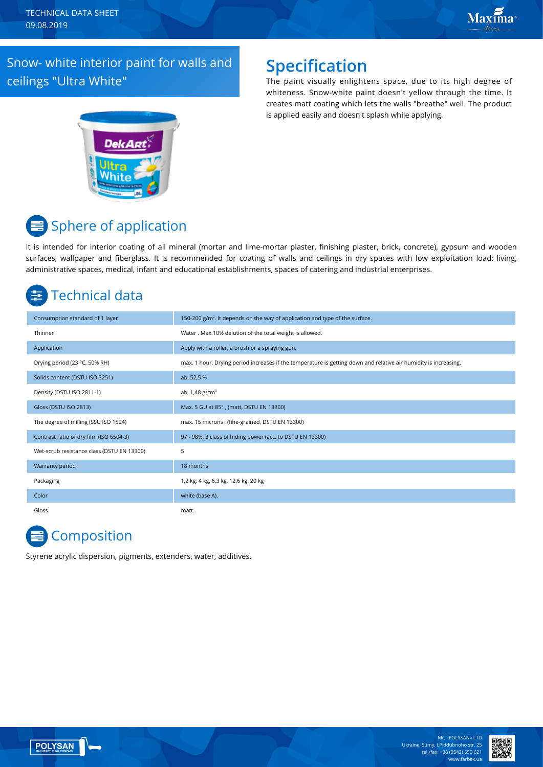TECHNICAL DATA SHEET
09.08.2019

# Snow- white interior paint for walls and ceilings "Ultra White"

## Specification

The paint visually enlightens space, due to its high degree of whiteness. Snow-white paint doesn't yellow through the time. It creates matt coating which lets the walls "breathe" well. The product is applied easily and doesn't splash while applying.

## Sphere of application

It is intended for interior coating of all mineral (mortar and lime-mortar plaster, finishing plaster, brick, concrete), gypsum and wooden surfaces, wallpaper and fiberglass. It is recommended for coating of walls and ceilings in dry spaces with low exploitation load: living, administrative spaces, medical, infant and educational establishments, spaces of catering and industrial enterprises.

## Technical data

| | |
|---|---|
| Consumption standard of 1 layer | 150-200 g/m². It depends on the way of application and type of the surface. |
| Thinner | Water . Max.10% delution of the total weight is allowed. |
| Application | Apply with a roller, a brush or a spraying gun. |
| Drying period (23 °C, 50% RH) | max. 1 hour. Drying period increases if the temperature is getting down and relative air humidity is increasing. |
| Solids content (DSTU ISO 3251) | ab. 52,5 % |
| Density (DSTU ISO 2811-1) | ab. 1,48 g/cm³ |
| Gloss (DSTU ISO 2813) | Max. 5 GU at 85° , (matt, DSTU EN 13300) |
| The degree of milling (SSU ISO 1524) | max. 15 microns , (fine-grained, DSTU EN 13300) |
| Contrast ratio of dry film (ISO 6504-3) | 97 - 98%, 3 class of hiding power (acc. to DSTU EN 13300) |
| Wet-scrub resistance class (DSTU EN 13300) | 5 |
| Warranty period | 18 months |
| Packaging | 1,2 kg, 4 kg, 6,3 kg, 12,6 kg, 20 kg |
| Color | white (base A). |
| Gloss | matt. |

## Composition

Styrene acrylic dispersion, pigments, extenders, water, additives.

MC «POLYSAN» LTD
Ukraine, Sumy, I.Piddubnoho str. 25
tel./fax: +38 (0542) 650 621
www.farbex.ua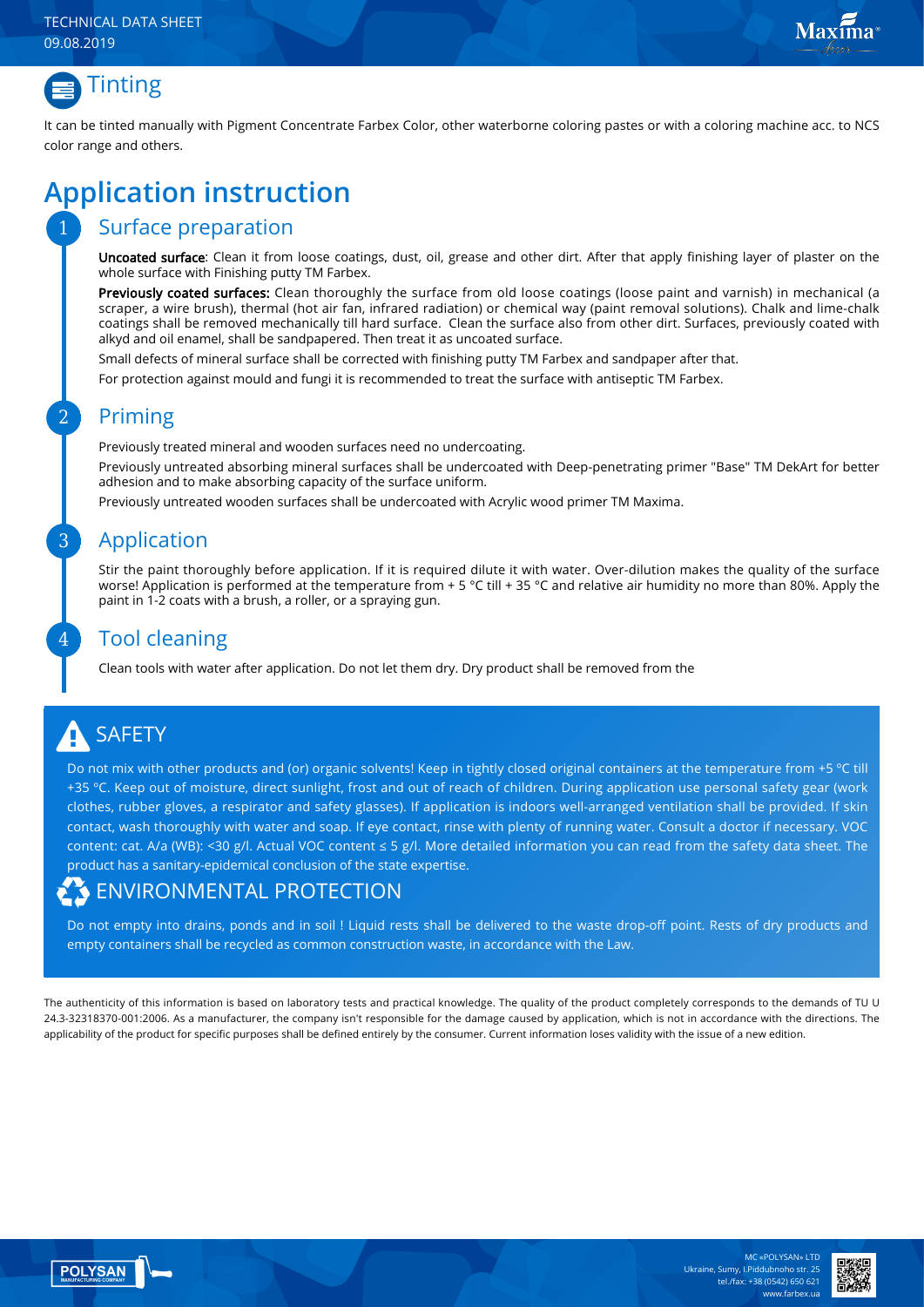## Tinting

It can be tinted manually with Pigment Concentrate Farbex Color, other waterborne coloring pastes or with a coloring machine acc. to NCS color range and others.

# Application instruction

### 1 Surface preparation

**Uncoated surface**: Clean it from loose coatings, dust, oil, grease and other dirt. After that apply finishing layer of plaster on the whole surface with Finishing putty TM Farbex.

**Previously coated surfaces:** Clean thoroughly the surface from old loose coatings (loose paint and varnish) in mechanical (a scraper, a wire brush), thermal (hot air fan, infrared radiation) or chemical way (paint removal solutions). Chalk and lime-chalk coatings shall be removed mechanically till hard surface. Clean the surface also from other dirt. Surfaces, previously coated with alkyd and oil enamel, shall be sandpapered. Then treat it as uncoated surface.

Small defects of mineral surface shall be corrected with finishing putty TM Farbex and sandpaper after that.

For protection against mould and fungi it is recommended to treat the surface with antiseptic TM Farbex.

### 2 Priming

Previously treated mineral and wooden surfaces need no undercoating.

Previously untreated absorbing mineral surfaces shall be undercoated with Deep-penetrating primer "Base" TM DekArt for better adhesion and to make absorbing capacity of the surface uniform.

Previously untreated wooden surfaces shall be undercoated with Acrylic wood primer TM Maxima.

### 3 Application

Stir the paint thoroughly before application. If it is required dilute it with water. Over-dilution makes the quality of the surface worse! Application is performed at the temperature from + 5 °C till + 35 °C and relative air humidity no more than 80%. Apply the paint in 1-2 coats with a brush, a roller, or a spraying gun.

### 4 Tool cleaning

Clean tools with water after application. Do not let them dry. Dry product shall be removed from the

## SAFETY

Do not mix with other products and (or) organic solvents! Keep in tightly closed original containers at the temperature from +5 °C till +35 °C. Keep out of moisture, direct sunlight, frost and out of reach of children. During application use personal safety gear (work clothes, rubber gloves, a respirator and safety glasses). If application is indoors well-arranged ventilation shall be provided. If skin contact, wash thoroughly with water and soap. If eye contact, rinse with plenty of running water. Consult a doctor if necessary. VOC content: cat. A/a (WB): <30 g/l. Actual VOC content ≤ 5 g/l. More detailed information you can read from the safety data sheet. The product has a sanitary-epidemical conclusion of the state expertise.

## ENVIRONMENTAL PROTECTION

Do not empty into drains, ponds and in soil ! Liquid rests shall be delivered to the waste drop-off point. Rests of dry products and empty containers shall be recycled as common construction waste, in accordance with the Law.

The authenticity of this information is based on laboratory tests and practical knowledge. The quality of the product completely corresponds to the demands of TU U 24.3-32318370-001:2006. As a manufacturer, the company isn't responsible for the damage caused by application, which is not in accordance with the directions. The applicability of the product for specific purposes shall be defined entirely by the consumer. Current information loses validity with the issue of a new edition.

MC «POLYSAN» LTD
Ukraine, Sumy, I.Piddubnoho str. 25
tel./fax: +38 (0542) 650 621
www.farbex.ua